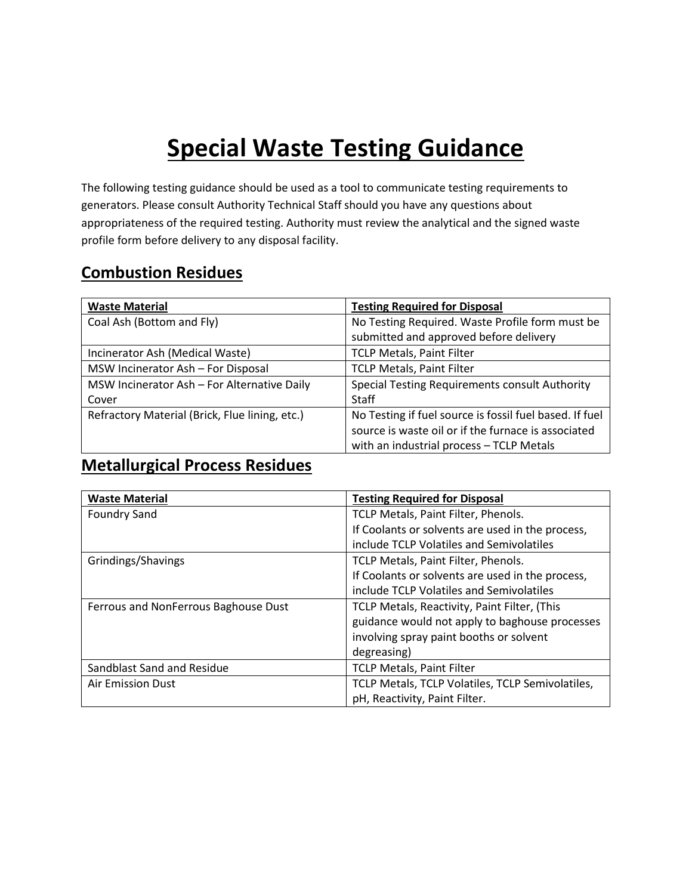# Special Waste Testing Guidance

The following testing guidance should be used as a tool to communicate testing requirements to generators. Please consult Authority Technical Staff should you have any questions about appropriateness of the required testing. Authority must review the analytical and the signed waste profile form before delivery to any disposal facility.

## Combustion Residues

| Waste Material | Testing Required for Disposal |
|---|---|
| Coal Ash (Bottom and Fly) | No Testing Required. Waste Profile form must be submitted and approved before delivery |
| Incinerator Ash (Medical Waste) | TCLP Metals, Paint Filter |
| MSW Incinerator Ash – For Disposal | TCLP Metals, Paint Filter |
| MSW Incinerator Ash – For Alternative Daily Cover | Special Testing Requirements consult Authority Staff |
| Refractory Material (Brick, Flue lining, etc.) | No Testing if fuel source is fossil fuel based. If fuel source is waste oil or if the furnace is associated with an industrial process – TCLP Metals |

## Metallurgical Process Residues

| Waste Material | Testing Required for Disposal |
|---|---|
| Foundry Sand | TCLP Metals, Paint Filter, Phenols. If Coolants or solvents are used in the process, include TCLP Volatiles and Semivolatiles |
| Grindings/Shavings | TCLP Metals, Paint Filter, Phenols. If Coolants or solvents are used in the process, include TCLP Volatiles and Semivolatiles |
| Ferrous and NonFerrous Baghouse Dust | TCLP Metals, Reactivity, Paint Filter, (This guidance would not apply to baghouse processes involving spray paint booths or solvent degreasing) |
| Sandblast Sand and Residue | TCLP Metals, Paint Filter |
| Air Emission Dust | TCLP Metals, TCLP Volatiles, TCLP Semivolatiles, pH, Reactivity, Paint Filter. |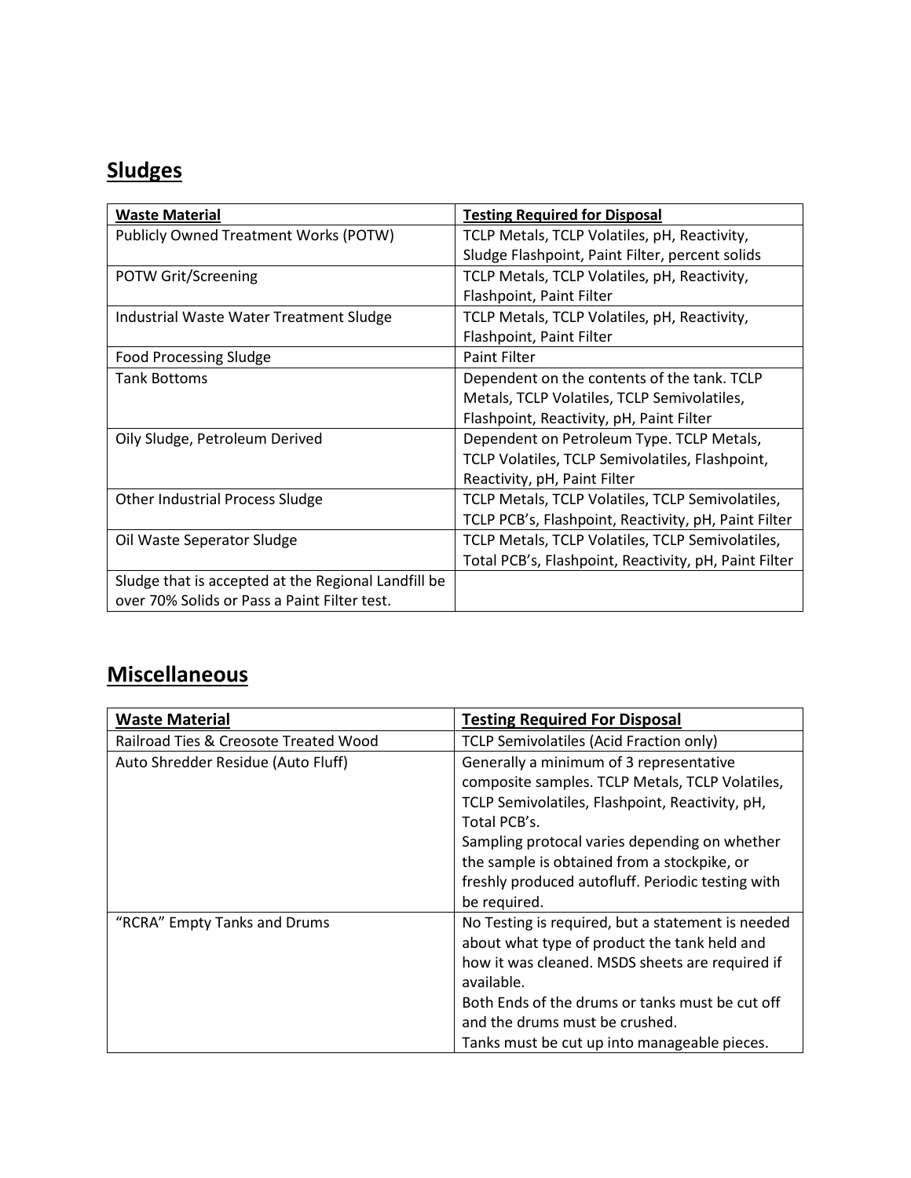## Sludges

| Waste Material | Testing Required for Disposal |
|---|---|
| Publicly Owned Treatment Works (POTW) | TCLP Metals, TCLP Volatiles, pH, Reactivity, Sludge Flashpoint, Paint Filter, percent solids |
| POTW Grit/Screening | TCLP Metals, TCLP Volatiles, pH, Reactivity, Flashpoint, Paint Filter |
| Industrial Waste Water Treatment Sludge | TCLP Metals, TCLP Volatiles, pH, Reactivity, Flashpoint, Paint Filter |
| Food Processing Sludge | Paint Filter |
| Tank Bottoms | Dependent on the contents of the tank. TCLP Metals, TCLP Volatiles, TCLP Semivolatiles, Flashpoint, Reactivity, pH, Paint Filter |
| Oily Sludge, Petroleum Derived | Dependent on Petroleum Type. TCLP Metals, TCLP Volatiles, TCLP Semivolatiles, Flashpoint, Reactivity, pH, Paint Filter |
| Other Industrial Process Sludge | TCLP Metals, TCLP Volatiles, TCLP Semivolatiles, TCLP PCB's, Flashpoint, Reactivity, pH, Paint Filter |
| Oil Waste Seperator Sludge | TCLP Metals, TCLP Volatiles, TCLP Semivolatiles, Total PCB's, Flashpoint, Reactivity, pH, Paint Filter |
| Sludge that is accepted at the Regional Landfill be over 70% Solids or Pass a Paint Filter test. | |

## Miscellaneous

| Waste Material | Testing Required For Disposal |
|---|---|
| Railroad Ties & Creosote Treated Wood | TCLP Semivolatiles (Acid Fraction only) |
| Auto Shredder Residue (Auto Fluff) | Generally a minimum of 3 representative composite samples. TCLP Metals, TCLP Volatiles, TCLP Semivolatiles, Flashpoint, Reactivity, pH, Total PCB's.<br>Sampling protocal varies depending on whether the sample is obtained from a stockpike, or freshly produced autofluff. Periodic testing with be required. |
| "RCRA" Empty Tanks and Drums | No Testing is required, but a statement is needed about what type of product the tank held and how it was cleaned. MSDS sheets are required if available.<br>Both Ends of the drums or tanks must be cut off and the drums must be crushed.<br>Tanks must be cut up into manageable pieces. |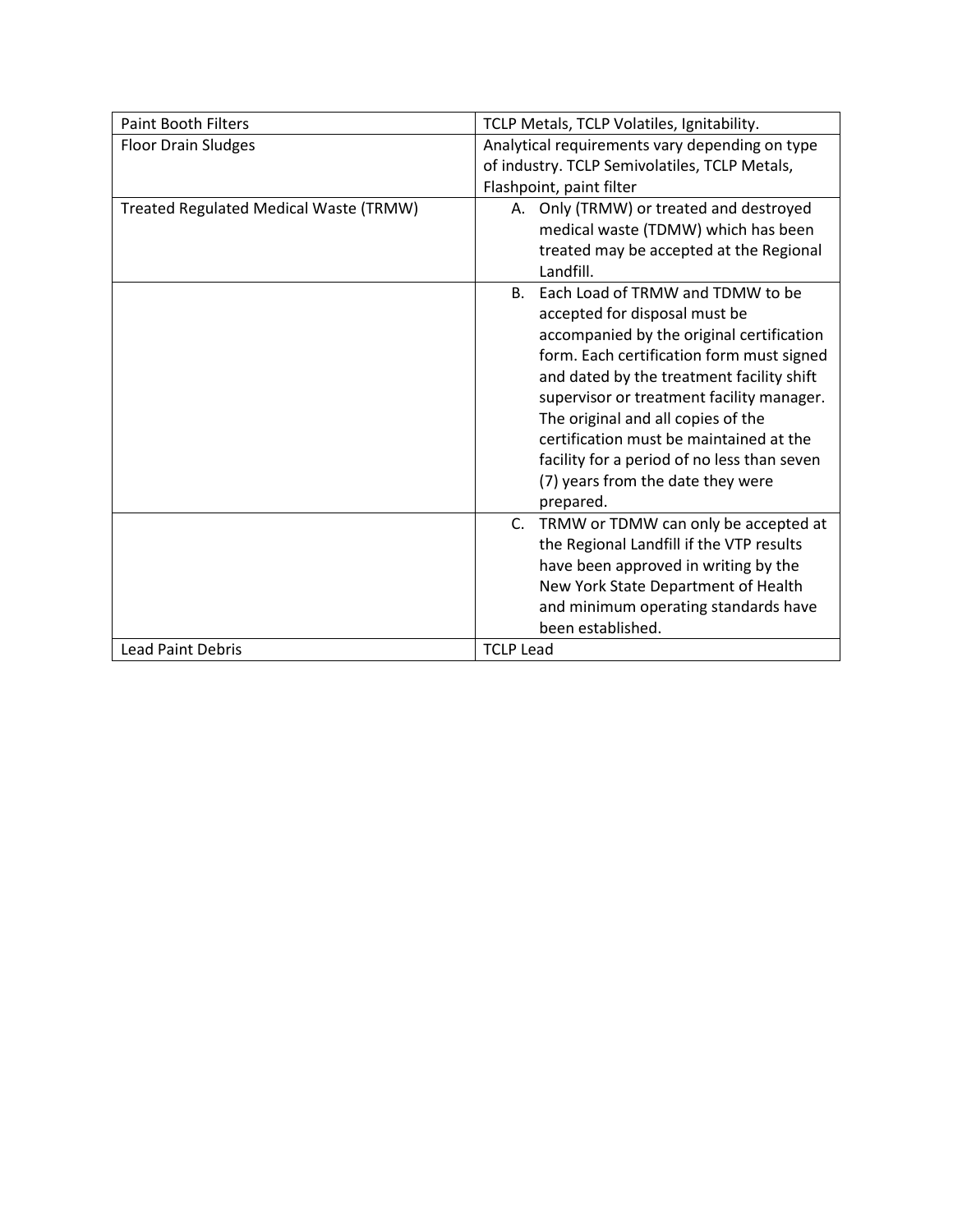| Paint Booth Filters | TCLP Metals, TCLP Volatiles, Ignitability. |
|---|---|
| Floor Drain Sludges | Analytical requirements vary depending on type of industry. TCLP Semivolatiles, TCLP Metals, Flashpoint, paint filter |
| Treated Regulated Medical Waste (TRMW) | A. Only (TRMW) or treated and destroyed medical waste (TDMW) which has been treated may be accepted at the Regional Landfill. |
| | B. Each Load of TRMW and TDMW to be accepted for disposal must be accompanied by the original certification form. Each certification form must signed and dated by the treatment facility shift supervisor or treatment facility manager. The original and all copies of the certification must be maintained at the facility for a period of no less than seven (7) years from the date they were prepared. |
| | C. TRMW or TDMW can only be accepted at the Regional Landfill if the VTP results have been approved in writing by the New York State Department of Health and minimum operating standards have been established. |
| Lead Paint Debris | TCLP Lead |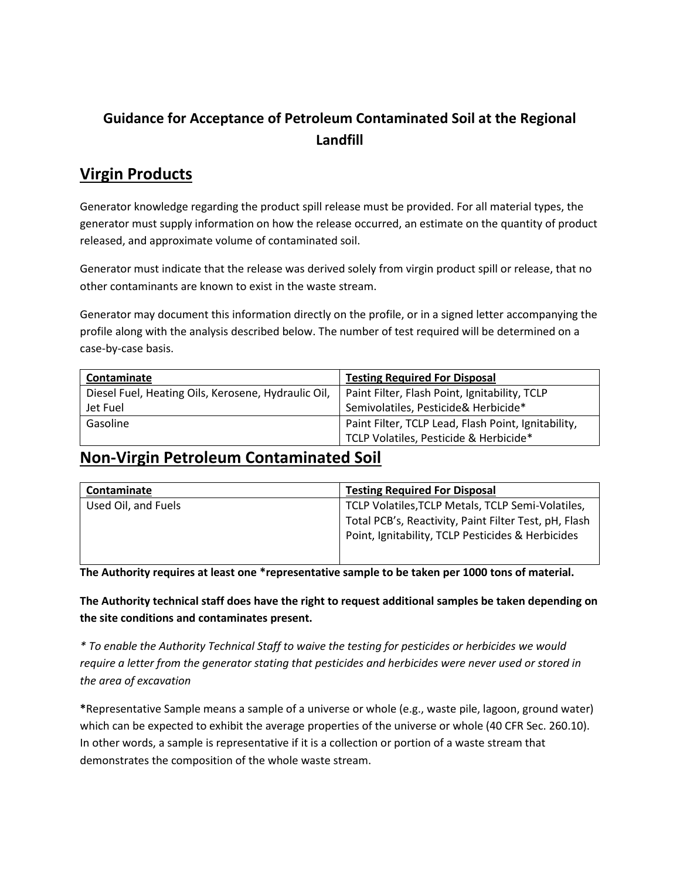# Guidance for Acceptance of Petroleum Contaminated Soil at the Regional Landfill

## Virgin Products

Generator knowledge regarding the product spill release must be provided. For all material types, the generator must supply information on how the release occurred, an estimate on the quantity of product released, and approximate volume of contaminated soil.

Generator must indicate that the release was derived solely from virgin product spill or release, that no other contaminants are known to exist in the waste stream.

Generator may document this information directly on the profile, or in a signed letter accompanying the profile along with the analysis described below. The number of test required will be determined on a case-by-case basis.

| Contaminate | Testing Required For Disposal |
| --- | --- |
| Diesel Fuel, Heating Oils, Kerosene, Hydraulic Oil, Jet Fuel | Paint Filter, Flash Point, Ignitability, TCLP Semivolatiles, Pesticide& Herbicide* |
| Gasoline | Paint Filter, TCLP Lead, Flash Point, Ignitability, TCLP Volatiles, Pesticide & Herbicide* |

## Non-Virgin Petroleum Contaminated Soil

| Contaminate | Testing Required For Disposal |
| --- | --- |
| Used Oil, and Fuels | TCLP Volatiles,TCLP Metals, TCLP Semi-Volatiles, Total PCB's, Reactivity, Paint Filter Test, pH, Flash Point, Ignitability, TCLP Pesticides & Herbicides |

**The Authority requires at least one *representative sample to be taken per 1000 tons of material.**

**The Authority technical staff does have the right to request additional samples be taken depending on the site conditions and contaminates present.**

*\* To enable the Authority Technical Staff to waive the testing for pesticides or herbicides we would require a letter from the generator stating that pesticides and herbicides were never used or stored in the area of excavation*

**\***Representative Sample means a sample of a universe or whole (e.g., waste pile, lagoon, ground water) which can be expected to exhibit the average properties of the universe or whole (40 CFR Sec. 260.10). In other words, a sample is representative if it is a collection or portion of a waste stream that demonstrates the composition of the whole waste stream.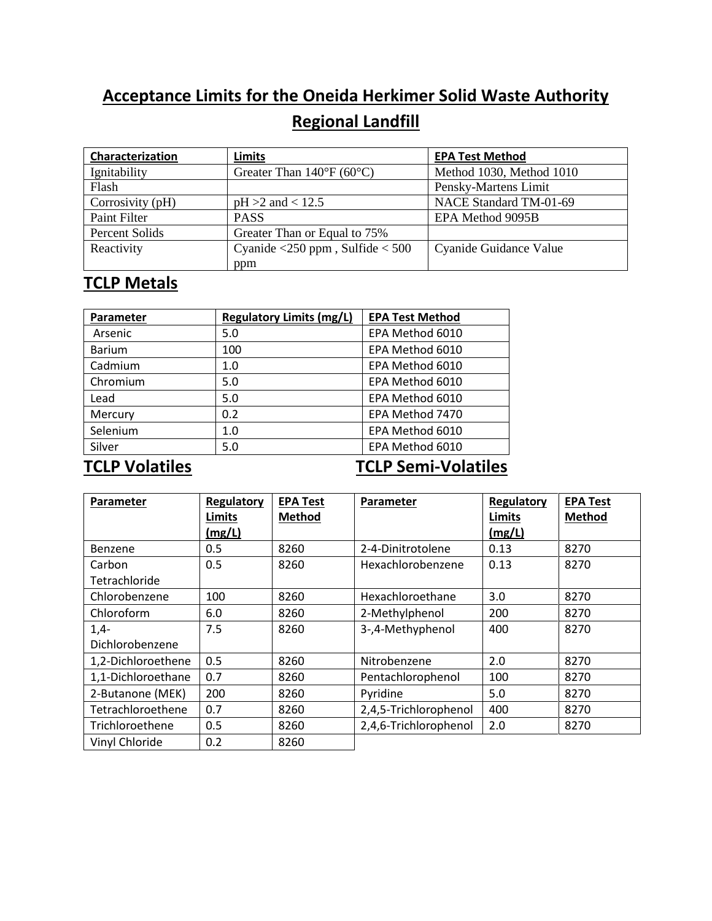# Acceptance Limits for the Oneida Herkimer Solid Waste Authority Regional Landfill

| **Characterization** | **Limits** | **EPA Test Method** |
| --- | --- | --- |
| Ignitability | Greater Than 140°F (60°C) | Method 1030, Method 1010 |
| Flash | | Pensky-Martens Limit |
| Corrosivity (pH) | pH >2 and < 12.5 | NACE Standard TM-01-69 |
| Paint Filter | PASS | EPA Method 9095B |
| Percent Solids | Greater Than or Equal to 75% | |
| Reactivity | Cyanide <250 ppm , Sulfide < 500 ppm | Cyanide Guidance Value |

## TCLP Metals

| **Parameter** | **Regulatory Limits (mg/L)** | **EPA Test Method** |
| --- | --- | --- |
| Arsenic | 5.0 | EPA Method 6010 |
| Barium | 100 | EPA Method 6010 |
| Cadmium | 1.0 | EPA Method 6010 |
| Chromium | 5.0 | EPA Method 6010 |
| Lead | 5.0 | EPA Method 6010 |
| Mercury | 0.2 | EPA Method 7470 |
| Selenium | 1.0 | EPA Method 6010 |
| Silver | 5.0 | EPA Method 6010 |

## TCLP Volatiles

| **Parameter** | **Regulatory Limits (mg/L)** | **EPA Test Method** |
| --- | --- | --- |
| Benzene | 0.5 | 8260 |
| Carbon Tetrachloride | 0.5 | 8260 |
| Chlorobenzene | 100 | 8260 |
| Chloroform | 6.0 | 8260 |
| 1,4-Dichlorobenzene | 7.5 | 8260 |
| 1,2-Dichloroethene | 0.5 | 8260 |
| 1,1-Dichloroethane | 0.7 | 8260 |
| 2-Butanone (MEK) | 200 | 8260 |
| Tetrachloroethene | 0.7 | 8260 |
| Trichloroethene | 0.5 | 8260 |
| Vinyl Chloride | 0.2 | 8260 |

## TCLP Semi-Volatiles

| **Parameter** | **Regulatory Limits (mg/L)** | **EPA Test Method** |
| --- | --- | --- |
| 2-4-Dinitrotolene | 0.13 | 8270 |
| Hexachlorobenzene | 0.13 | 8270 |
| Hexachloroethane | 3.0 | 8270 |
| 2-Methylphenol | 200 | 8270 |
| 3-,4-Methyphenol | 400 | 8270 |
| Nitrobenzene | 2.0 | 8270 |
| Pentachlorophenol | 100 | 8270 |
| Pyridine | 5.0 | 8270 |
| 2,4,5-Trichlorophenol | 400 | 8270 |
| 2,4,6-Trichlorophenol | 2.0 | 8270 |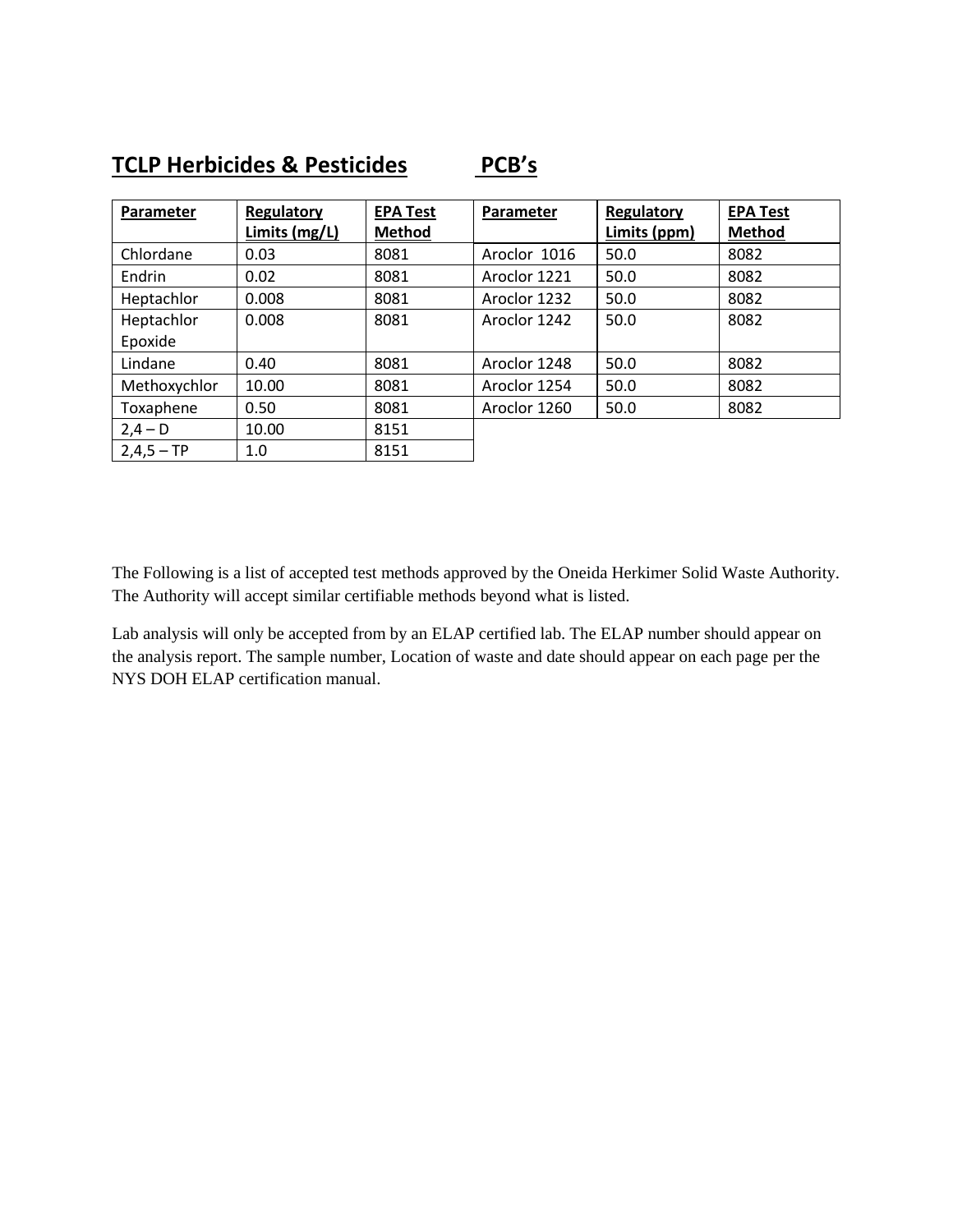## TCLP Herbicides & Pesticides　　　PCB's

| Parameter | Regulatory Limits (mg/L) | EPA Test Method | Parameter | Regulatory Limits (ppm) | EPA Test Method |
|---|---|---|---|---|---|
| Chlordane | 0.03 | 8081 | Aroclor 1016 | 50.0 | 8082 |
| Endrin | 0.02 | 8081 | Aroclor 1221 | 50.0 | 8082 |
| Heptachlor | 0.008 | 8081 | Aroclor 1232 | 50.0 | 8082 |
| Heptachlor Epoxide | 0.008 | 8081 | Aroclor 1242 | 50.0 | 8082 |
| Lindane | 0.40 | 8081 | Aroclor 1248 | 50.0 | 8082 |
| Methoxychlor | 10.00 | 8081 | Aroclor 1254 | 50.0 | 8082 |
| Toxaphene | 0.50 | 8081 | Aroclor 1260 | 50.0 | 8082 |
| 2,4 – D | 10.00 | 8151 | | | |
| 2,4,5 – TP | 1.0 | 8151 | | | |

The Following is a list of accepted test methods approved by the Oneida Herkimer Solid Waste Authority. The Authority will accept similar certifiable methods beyond what is listed.

Lab analysis will only be accepted from by an ELAP certified lab. The ELAP number should appear on the analysis report. The sample number, Location of waste and date should appear on each page per the NYS DOH ELAP certification manual.